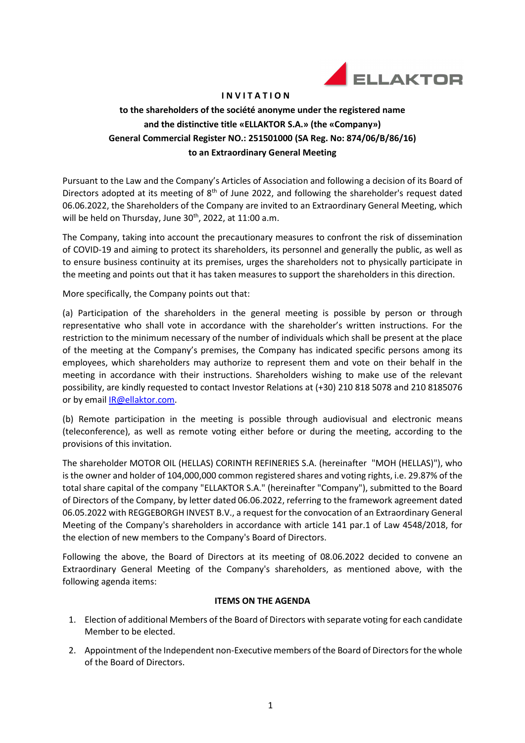# I N V I T A T I O N

**to the shareholders of the société anonyme under the registered name and the distinctive title «ELLAKTOR S.A.» (the «Company») General Commercial Register NO.: 251501000 (SA Reg. No: 874/06/B/86/16) to an Extraordinary General Meeting**

Pursuant to the Law and the Company's Articles of Association and following a decision of its Board of Directors adopted at its meeting of 8th of June 2022, and following the shareholder's request dated 06.06.2022, the Shareholders of the Company are invited to an Extraordinary General Meeting, which will be held on Thursday, June 30th, 2022, at 11:00 a.m.

The Company, taking into account the precautionary measures to confront the risk of dissemination of COVID-19 and aiming to protect its shareholders, its personnel and generally the public, as well as to ensure business continuity at its premises, urges the shareholders not to physically participate in the meeting and points out that it has taken measures to support the shareholders in this direction.

More specifically, the Company points out that:

(a) Participation of the shareholders in the general meeting is possible by person or through representative who shall vote in accordance with the shareholder's written instructions. For the restriction to the minimum necessary of the number of individuals which shall be present at the place of the meeting at the Company's premises, the Company has indicated specific persons among its employees, which shareholders may authorize to represent them and vote on their behalf in the meeting in accordance with their instructions. Shareholders wishing to make use of the relevant possibility, are kindly requested to contact Investor Relations at (+30) 210 818 5078 and 210 8185076 or by email IR@ellaktor.com.

(b) Remote participation in the meeting is possible through audiovisual and electronic means (teleconference), as well as remote voting either before or during the meeting, according to the provisions of this invitation.

The shareholder MOTOR OIL (HELLAS) CORINTH REFINERIES S.A. (hereinafter "MOH (HELLAS)"), who is the owner and holder of 104,000,000 common registered shares and voting rights, i.e. 29.87% of the total share capital of the company "ELLAKTOR S.A." (hereinafter "Company"), submitted to the Board of Directors of the Company, by letter dated 06.06.2022, referring to the framework agreement dated 06.05.2022 with REGGEBORGH INVEST B.V., a request for the convocation of an Extraordinary General Meeting of the Company's shareholders in accordance with article 141 par.1 of Law 4548/2018, for the election of new members to the Company's Board of Directors.

Following the above, the Board of Directors at its meeting of 08.06.2022 decided to convene an Extraordinary General Meeting of the Company's shareholders, as mentioned above, with the following agenda items:

**ITEMS ON THE AGENDA**

1. Election of additional Members of the Board of Directors with separate voting for each candidate Member to be elected.
2. Appointment of the Independent non-Executive members of the Board of Directors for the whole of the Board of Directors.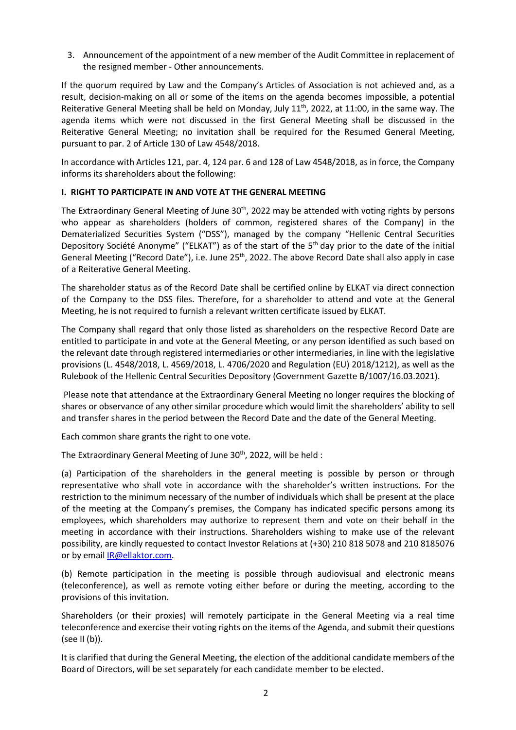3. Announcement of the appointment of a new member of the Audit Committee in replacement of the resigned member - Other announcements.

If the quorum required by Law and the Company's Articles of Association is not achieved and, as a result, decision-making on all or some of the items on the agenda becomes impossible, a potential Reiterative General Meeting shall be held on Monday, July 11th, 2022, at 11:00, in the same way. The agenda items which were not discussed in the first General Meeting shall be discussed in the Reiterative General Meeting; no invitation shall be required for the Resumed General Meeting, pursuant to par. 2 of Article 130 of Law 4548/2018.

In accordance with Articles 121, par. 4, 124 par. 6 and 128 of Law 4548/2018, as in force, the Company informs its shareholders about the following:

**I. RIGHT TO PARTICIPATE IN AND VOTE AT THE GENERAL MEETING**

The Extraordinary General Meeting of June 30th, 2022 may be attended with voting rights by persons who appear as shareholders (holders of common, registered shares of the Company) in the Dematerialized Securities System ("DSS"), managed by the company "Hellenic Central Securities Depository Société Anonyme" ("ELKAT") as of the start of the 5th day prior to the date of the initial General Meeting ("Record Date"), i.e. June 25th, 2022. The above Record Date shall also apply in case of a Reiterative General Meeting.

The shareholder status as of the Record Date shall be certified online by ELKAT via direct connection of the Company to the DSS files. Therefore, for a shareholder to attend and vote at the General Meeting, he is not required to furnish a relevant written certificate issued by ELKAT.

The Company shall regard that only those listed as shareholders on the respective Record Date are entitled to participate in and vote at the General Meeting, or any person identified as such based on the relevant date through registered intermediaries or other intermediaries, in line with the legislative provisions (L. 4548/2018, L. 4569/2018, L. 4706/2020 and Regulation (EU) 2018/1212), as well as the Rulebook of the Hellenic Central Securities Depository (Government Gazette B/1007/16.03.2021).

Please note that attendance at the Extraordinary General Meeting no longer requires the blocking of shares or observance of any other similar procedure which would limit the shareholders' ability to sell and transfer shares in the period between the Record Date and the date of the General Meeting.

Each common share grants the right to one vote.

The Extraordinary General Meeting of June 30th, 2022, will be held :

(a) Participation of the shareholders in the general meeting is possible by person or through representative who shall vote in accordance with the shareholder's written instructions. For the restriction to the minimum necessary of the number of individuals which shall be present at the place of the meeting at the Company's premises, the Company has indicated specific persons among its employees, which shareholders may authorize to represent them and vote on their behalf in the meeting in accordance with their instructions. Shareholders wishing to make use of the relevant possibility, are kindly requested to contact Investor Relations at (+30) 210 818 5078 and 210 8185076 or by email IR@ellaktor.com.

(b) Remote participation in the meeting is possible through audiovisual and electronic means (teleconference), as well as remote voting either before or during the meeting, according to the provisions of this invitation.

Shareholders (or their proxies) will remotely participate in the General Meeting via a real time teleconference and exercise their voting rights on the items of the Agenda, and submit their questions (see II (b)).

It is clarified that during the General Meeting, the election of the additional candidate members of the Board of Directors, will be set separately for each candidate member to be elected.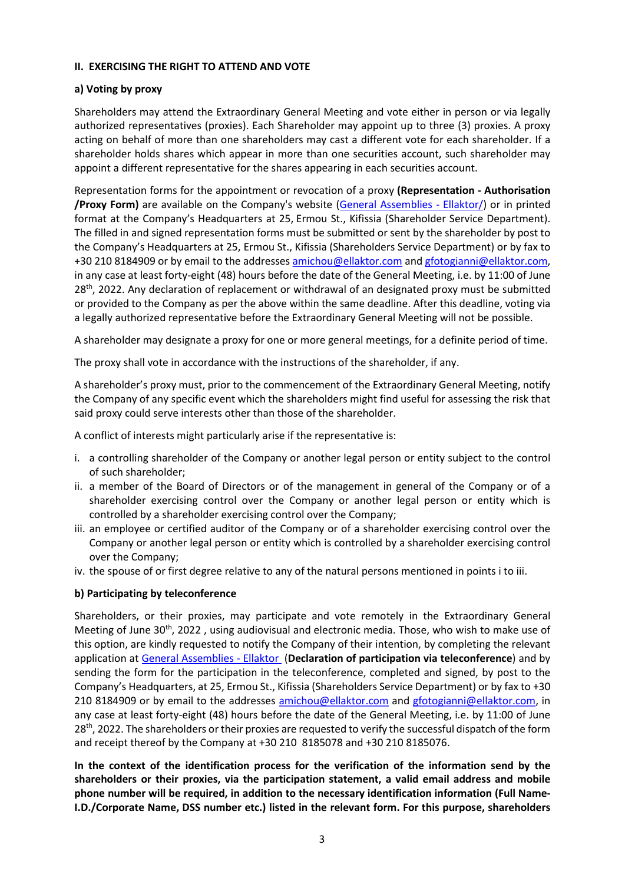### II. EXERCISING THE RIGHT TO ATTEND AND VOTE

#### a) Voting by proxy

Shareholders may attend the Extraordinary General Meeting and vote either in person or via legally authorized representatives (proxies). Each Shareholder may appoint up to three (3) proxies. A proxy acting on behalf of more than one shareholders may cast a different vote for each shareholder. If a shareholder holds shares which appear in more than one securities account, such shareholder may appoint a different representative for the shares appearing in each securities account.

Representation forms for the appointment or revocation of a proxy **(Representation - Authorisation /Proxy Form)** are available on the Company's website (General Assemblies - Ellaktor/) or in printed format at the Company's Headquarters at 25, Ermou St., Kifissia (Shareholder Service Department). The filled in and signed representation forms must be submitted or sent by the shareholder by post to the Company's Headquarters at 25, Ermou St., Kifissia (Shareholders Service Department) or by fax to +30 210 8184909 or by email to the addresses amichou@ellaktor.com and gfotogianni@ellaktor.com, in any case at least forty-eight (48) hours before the date of the General Meeting, i.e. by 11:00 of June 28th, 2022. Any declaration of replacement or withdrawal of an designated proxy must be submitted or provided to the Company as per the above within the same deadline. After this deadline, voting via a legally authorized representative before the Extraordinary General Meeting will not be possible.

A shareholder may designate a proxy for one or more general meetings, for a definite period of time.

The proxy shall vote in accordance with the instructions of the shareholder, if any.

A shareholder's proxy must, prior to the commencement of the Extraordinary General Meeting, notify the Company of any specific event which the shareholders might find useful for assessing the risk that said proxy could serve interests other than those of the shareholder.

A conflict of interests might particularly arise if the representative is:

i. a controlling shareholder of the Company or another legal person or entity subject to the control of such shareholder;
ii. a member of the Board of Directors or of the management in general of the Company or of a shareholder exercising control over the Company or another legal person or entity which is controlled by a shareholder exercising control over the Company;
iii. an employee or certified auditor of the Company or of a shareholder exercising control over the Company or another legal person or entity which is controlled by a shareholder exercising control over the Company;
iv. the spouse of or first degree relative to any of the natural persons mentioned in points i to iii.

#### b) Participating by teleconference

Shareholders, or their proxies, may participate and vote remotely in the Extraordinary General Meeting of June 30th, 2022 , using audiovisual and electronic media. Those, who wish to make use of this option, are kindly requested to notify the Company of their intention, by completing the relevant application at General Assemblies - Ellaktor (**Declaration of participation via teleconference**) and by sending the form for the participation in the teleconference, completed and signed, by post to the Company's Headquarters, at 25, Ermou St., Kifissia (Shareholders Service Department) or by fax to +30 210 8184909 or by email to the addresses amichou@ellaktor.com and gfotogianni@ellaktor.com, in any case at least forty-eight (48) hours before the date of the General Meeting, i.e. by 11:00 of June 28th, 2022. The shareholders or their proxies are requested to verify the successful dispatch of the form and receipt thereof by the Company at +30 210 8185078 and +30 210 8185076.

**In the context of the identification process for the verification of the information send by the shareholders or their proxies, via the participation statement, a valid email address and mobile phone number will be required, in addition to the necessary identification information (Full Name-I.D./Corporate Name, DSS number etc.) listed in the relevant form. For this purpose, shareholders**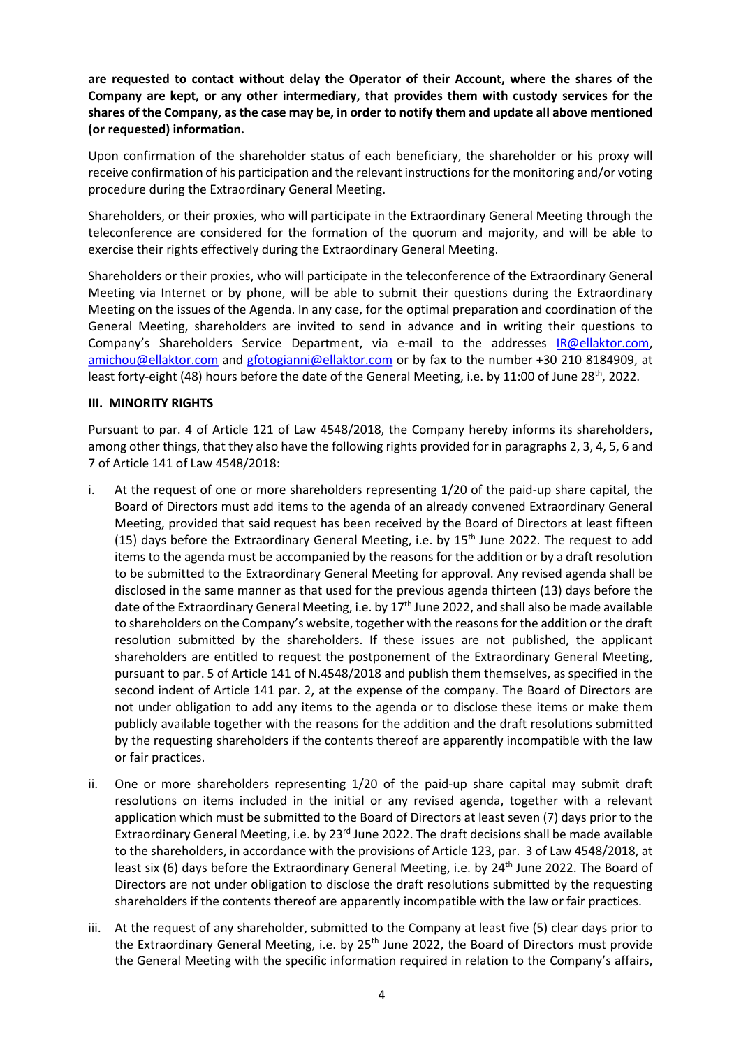**are requested to contact without delay the Operator of their Account, where the shares of the Company are kept, or any other intermediary, that provides them with custody services for the shares of the Company, as the case may be, in order to notify them and update all above mentioned (or requested) information.**

Upon confirmation of the shareholder status of each beneficiary, the shareholder or his proxy will receive confirmation of his participation and the relevant instructions for the monitoring and/or voting procedure during the Extraordinary General Meeting.

Shareholders, or their proxies, who will participate in the Extraordinary General Meeting through the teleconference are considered for the formation of the quorum and majority, and will be able to exercise their rights effectively during the Extraordinary General Meeting.

Shareholders or their proxies, who will participate in the teleconference of the Extraordinary General Meeting via Internet or by phone, will be able to submit their questions during the Extraordinary Meeting on the issues of the Agenda. In any case, for the optimal preparation and coordination of the General Meeting, shareholders are invited to send in advance and in writing their questions to Company's Shareholders Service Department, via e-mail to the addresses IR@ellaktor.com, amichou@ellaktor.com and gfotogianni@ellaktor.com or by fax to the number +30 210 8184909, at least forty-eight (48) hours before the date of the General Meeting, i.e. by 11:00 of June 28th, 2022.

### III. MINORITY RIGHTS

Pursuant to par. 4 of Article 121 of Law 4548/2018, the Company hereby informs its shareholders, among other things, that they also have the following rights provided for in paragraphs 2, 3, 4, 5, 6 and 7 of Article 141 of Law 4548/2018:

i. At the request of one or more shareholders representing 1/20 of the paid-up share capital, the Board of Directors must add items to the agenda of an already convened Extraordinary General Meeting, provided that said request has been received by the Board of Directors at least fifteen (15) days before the Extraordinary General Meeting, i.e. by 15th June 2022. The request to add items to the agenda must be accompanied by the reasons for the addition or by a draft resolution to be submitted to the Extraordinary General Meeting for approval. Any revised agenda shall be disclosed in the same manner as that used for the previous agenda thirteen (13) days before the date of the Extraordinary General Meeting, i.e. by 17th June 2022, and shall also be made available to shareholders on the Company's website, together with the reasons for the addition or the draft resolution submitted by the shareholders. If these issues are not published, the applicant shareholders are entitled to request the postponement of the Extraordinary General Meeting, pursuant to par. 5 of Article 141 of N.4548/2018 and publish them themselves, as specified in the second indent of Article 141 par. 2, at the expense of the company. The Board of Directors are not under obligation to add any items to the agenda or to disclose these items or make them publicly available together with the reasons for the addition and the draft resolutions submitted by the requesting shareholders if the contents thereof are apparently incompatible with the law or fair practices.

ii. One or more shareholders representing 1/20 of the paid-up share capital may submit draft resolutions on items included in the initial or any revised agenda, together with a relevant application which must be submitted to the Board of Directors at least seven (7) days prior to the Extraordinary General Meeting, i.e. by 23rd June 2022. The draft decisions shall be made available to the shareholders, in accordance with the provisions of Article 123, par. 3 of Law 4548/2018, at least six (6) days before the Extraordinary General Meeting, i.e. by 24th June 2022. The Board of Directors are not under obligation to disclose the draft resolutions submitted by the requesting shareholders if the contents thereof are apparently incompatible with the law or fair practices.

iii. At the request of any shareholder, submitted to the Company at least five (5) clear days prior to the Extraordinary General Meeting, i.e. by 25th June 2022, the Board of Directors must provide the General Meeting with the specific information required in relation to the Company's affairs,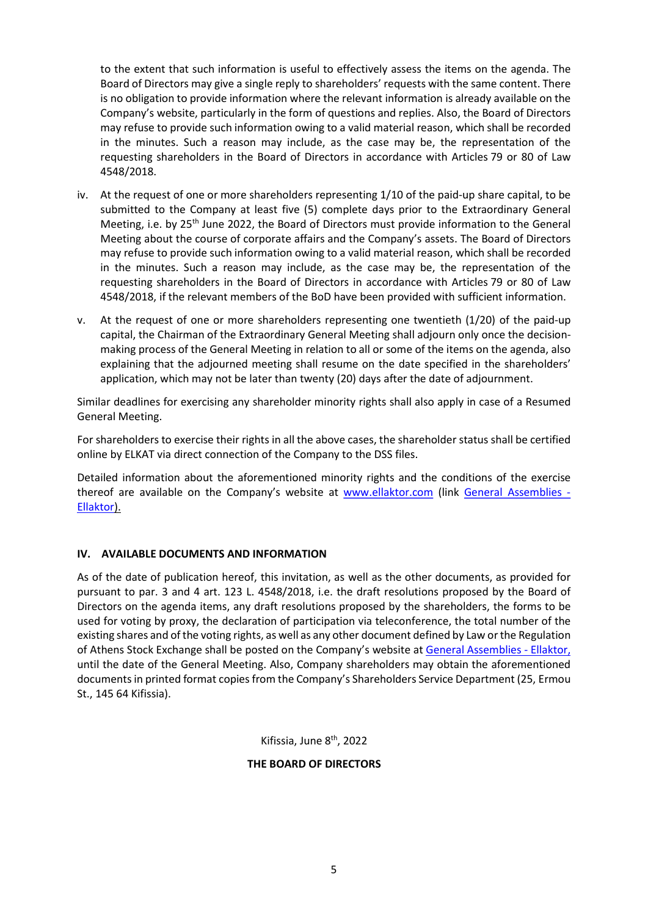to the extent that such information is useful to effectively assess the items on the agenda. The Board of Directors may give a single reply to shareholders' requests with the same content. There is no obligation to provide information where the relevant information is already available on the Company's website, particularly in the form of questions and replies. Also, the Board of Directors may refuse to provide such information owing to a valid material reason, which shall be recorded in the minutes. Such a reason may include, as the case may be, the representation of the requesting shareholders in the Board of Directors in accordance with Articles 79 or 80 of Law 4548/2018.

iv. At the request of one or more shareholders representing 1/10 of the paid-up share capital, to be submitted to the Company at least five (5) complete days prior to the Extraordinary General Meeting, i.e. by 25th June 2022, the Board of Directors must provide information to the General Meeting about the course of corporate affairs and the Company's assets. The Board of Directors may refuse to provide such information owing to a valid material reason, which shall be recorded in the minutes. Such a reason may include, as the case may be, the representation of the requesting shareholders in the Board of Directors in accordance with Articles 79 or 80 of Law 4548/2018, if the relevant members of the BoD have been provided with sufficient information.

v. At the request of one or more shareholders representing one twentieth (1/20) of the paid-up capital, the Chairman of the Extraordinary General Meeting shall adjourn only once the decision-making process of the General Meeting in relation to all or some of the items on the agenda, also explaining that the adjourned meeting shall resume on the date specified in the shareholders' application, which may not be later than twenty (20) days after the date of adjournment.

Similar deadlines for exercising any shareholder minority rights shall also apply in case of a Resumed General Meeting.

For shareholders to exercise their rights in all the above cases, the shareholder status shall be certified online by ELKAT via direct connection of the Company to the DSS files.

Detailed information about the aforementioned minority rights and the conditions of the exercise thereof are available on the Company's website at www.ellaktor.com (link General Assemblies - Ellaktor).

## IV. AVAILABLE DOCUMENTS AND INFORMATION

As of the date of publication hereof, this invitation, as well as the other documents, as provided for pursuant to par. 3 and 4 art. 123 L. 4548/2018, i.e. the draft resolutions proposed by the Board of Directors on the agenda items, any draft resolutions proposed by the shareholders, the forms to be used for voting by proxy, the declaration of participation via teleconference, the total number of the existing shares and of the voting rights, as well as any other document defined by Law or the Regulation of Athens Stock Exchange shall be posted on the Company's website at General Assemblies - Ellaktor, until the date of the General Meeting. Also, Company shareholders may obtain the aforementioned documents in printed format copies from the Company's Shareholders Service Department (25, Ermou St., 145 64 Kifissia).

Kifissia, June 8th, 2022

**THE BOARD OF DIRECTORS**